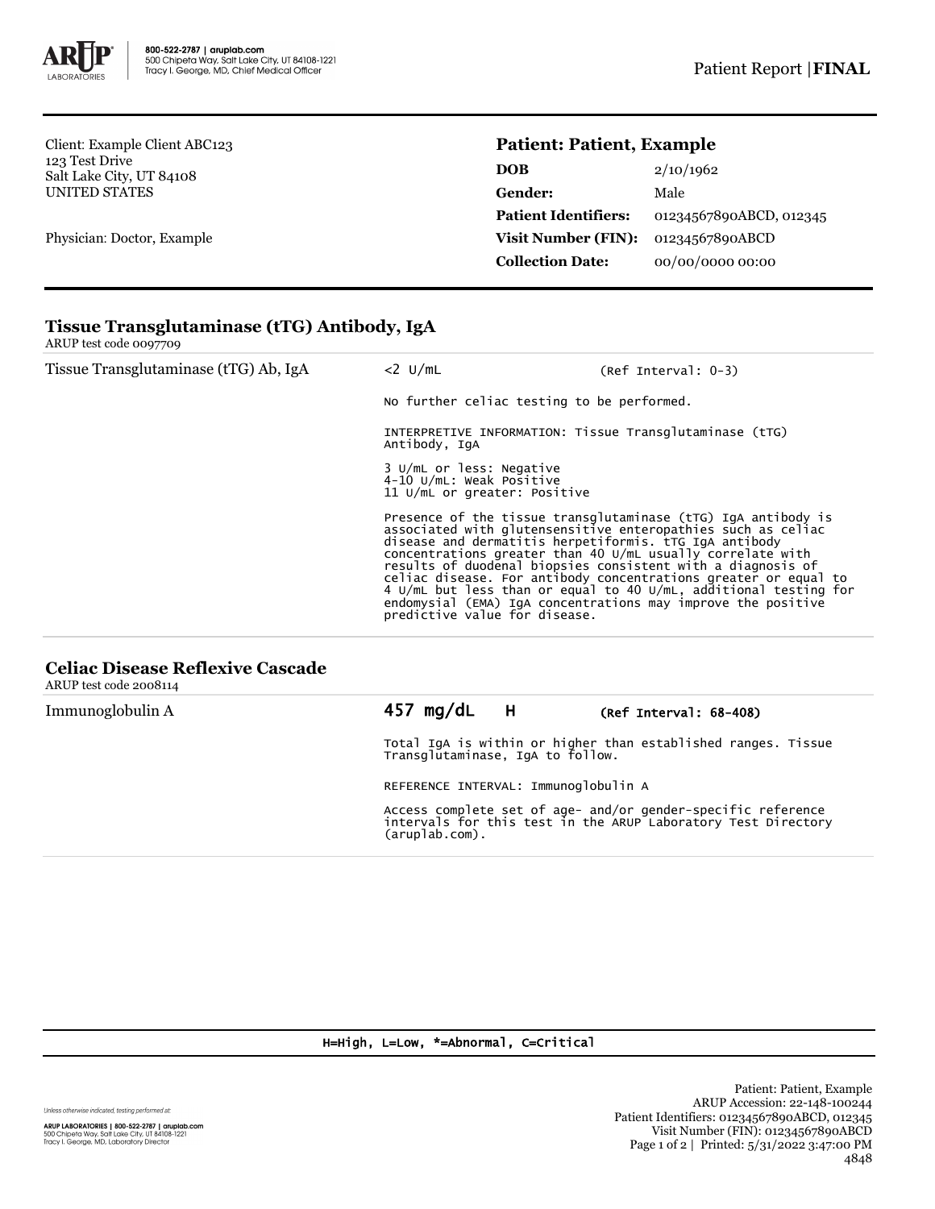800-522-2787 | aruplab.com
500 Chipeta Way, Salt Lake City, UT 84108-1221
Tracy I. George, MD, Chief Medical Officer

Patient Report | **FINAL**

Client: Example Client ABC123
123 Test Drive
Salt Lake City, UT 84108
UNITED STATES

Physician: Doctor, Example

## Patient: Patient, Example

| | |
|---|---|
| **DOB** | 2/10/1962 |
| **Gender:** | Male |
| **Patient Identifiers:** | 01234567890ABCD, 012345 |
| **Visit Number (FIN):** | 01234567890ABCD |
| **Collection Date:** | 00/00/0000 00:00 |

### Tissue Transglutaminase (tTG) Antibody, IgA

ARUP test code 0097709

Tissue Transglutaminase (tTG) Ab, IgA — <2 U/mL (Ref Interval: 0-3)

No further celiac testing to be performed.

INTERPRETIVE INFORMATION: Tissue Transglutaminase (tTG) Antibody, IgA

3 U/mL or less: Negative
4-10 U/mL: Weak Positive
11 U/mL or greater: Positive

Presence of the tissue transglutaminase (tTG) IgA antibody is associated with glutensensitive enteropathies such as celiac disease and dermatitis herpetiformis. tTG IgA antibody concentrations greater than 40 U/mL usually correlate with results of duodenal biopsies consistent with a diagnosis of celiac disease. For antibody concentrations greater or equal to 4 U/mL but less than or equal to 40 U/mL, additional testing for endomysial (EMA) IgA concentrations may improve the positive predictive value for disease.

### Celiac Disease Reflexive Cascade

ARUP test code 2008114

Immunoglobulin A — **457 mg/dL H** (Ref Interval: 68-408)

Total IgA is within or higher than established ranges. Tissue Transglutaminase, IgA to follow.

REFERENCE INTERVAL: Immunoglobulin A

Access complete set of age- and/or gender-specific reference intervals for this test in the ARUP Laboratory Test Directory (aruplab.com).

H=High, L=Low, *=Abnormal, C=Critical

*Unless otherwise indicated, testing performed at:*

**ARUP LABORATORIES | 800-522-2787 | aruplab.com**
500 Chipeta Way, Salt Lake City, UT 84108-1221
Tracy I. George, MD, Laboratory Director

Patient: Patient, Example
ARUP Accession: 22-148-100244
Patient Identifiers: 01234567890ABCD, 012345
Visit Number (FIN): 01234567890ABCD
Printed: 5/31/2022 3:47:00 PM
4848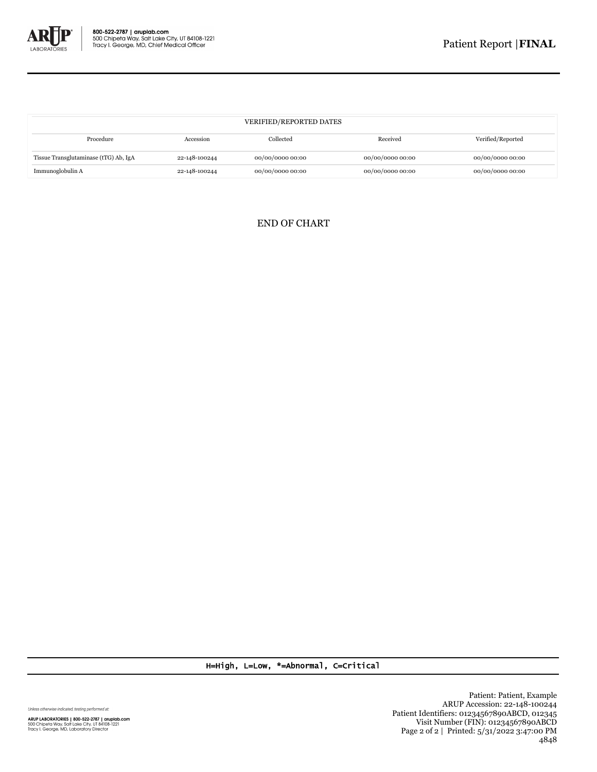| VERIFIED/REPORTED DATES | | | | |
| --- | --- | --- | --- | --- |
| Procedure | Accession | Collected | Received | Verified/Reported |
| Tissue Transglutaminase (tTG) Ab, IgA | 22-148-100244 | 00/00/0000 00:00 | 00/00/0000 00:00 | 00/00/0000 00:00 |
| Immunoglobulin A | 22-148-100244 | 00/00/0000 00:00 | 00/00/0000 00:00 | 00/00/0000 00:00 |

END OF CHART

H=High, L=Low, *=Abnormal, C=Critical

*Unless otherwise indicated, testing performed at:*

**ARUP LABORATORIES | 800-522-2787 | aruplab.com**
500 Chipeta Way, Salt Lake City, UT 84108-1221
Tracy I. George, MD, Laboratory Director

Patient: Patient, Example
ARUP Accession: 22-148-100244
Patient Identifiers: 01234567890ABCD, 012345
Visit Number (FIN): 01234567890ABCD
Printed: 5/31/2022 3:47:00 PM
4848